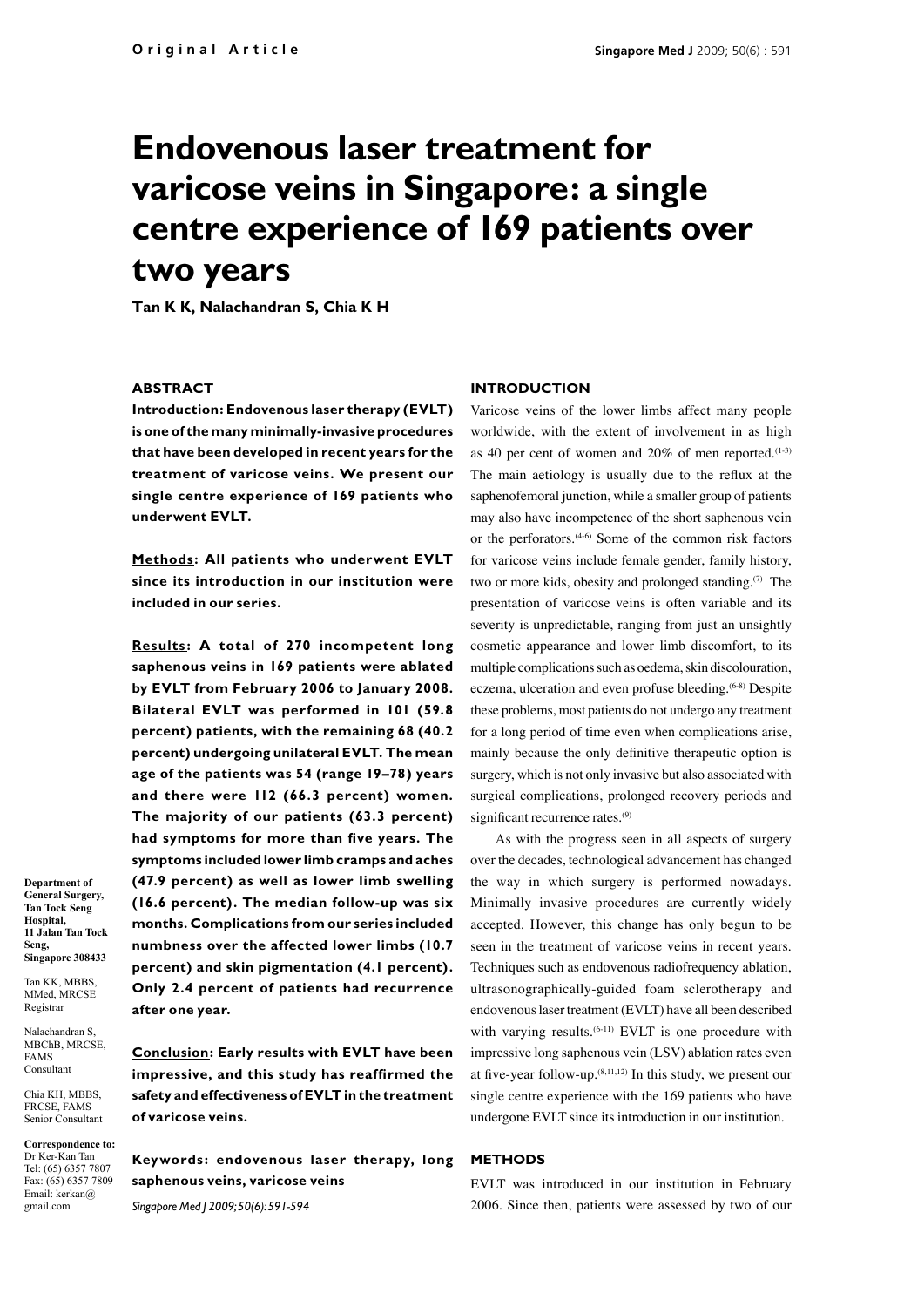# Endovenous laser treatment for varicose veins in Singapore: a single centre experience of 169 patients over two years

**Tan K K, Nalachandran S, Chia K H**

## ABSTRACT

**Introduction: Endovenous laser therapy (EVLT) is one of the many minimally-invasive procedures that have been developed in recent years for the treatment of varicose veins. We present our single centre experience of 169 patients who underwent EVLT.**

**Methods: All patients who underwent EVLT since its introduction in our institution were included in our series.**

**Results: A total of 270 incompetent long saphenous veins in 169 patients were ablated by EVLT from February 2006 to January 2008. Bilateral EVLT was performed in 101 (59.8 percent) patients, with the remaining 68 (40.2 percent) undergoing unilateral EVLT. The mean age of the patients was 54 (range 19–78) years and there were 112 (66.3 percent) women. The majority of our patients (63.3 percent) had symptoms for more than five years. The symptoms included lower limb cramps and aches (47.9 percent) as well as lower limb swelling (16.6 percent). The median follow-up was six months. Complications from our series included numbness over the affected lower limbs (10.7 percent) and skin pigmentation (4.1 percent). Only 2.4 percent of patients had recurrence after one year.**

**Conclusion: Early results with EVLT have been impressive, and this study has reaffirmed the safety and effectiveness of EVLT in the treatment of varicose veins.**

**Keywords: endovenous laser therapy, long saphenous veins, varicose veins**

*Singapore Med J 2009; 50(6): 591-594*

**Department of General Surgery, Tan Tock Seng Hospital, 11 Jalan Tan Tock Seng, Singapore 308433**

Tan KK, MBBS, MMed, MRCSE
Registrar

Nalachandran S, MBChB, MRCSE, FAMS
Consultant

Chia KH, MBBS, FRCSE, FAMS
Senior Consultant

**Correspondence to:** Dr Ker-Kan Tan
Tel: (65) 6357 7807
Fax: (65) 6357 7809
Email: kerkan@gmail.com

## INTRODUCTION

Varicose veins of the lower limbs affect many people worldwide, with the extent of involvement in as high as 40 per cent of women and 20% of men reported.[1-3] The main aetiology is usually due to the reflux at the saphenofemoral junction, while a smaller group of patients may also have incompetence of the short saphenous vein or the perforators.[4-6] Some of the common risk factors for varicose veins include female gender, family history, two or more kids, obesity and prolonged standing.[7] The presentation of varicose veins is often variable and its severity is unpredictable, ranging from just an unsightly cosmetic appearance and lower limb discomfort, to its multiple complications such as oedema, skin discolouration, eczema, ulceration and even profuse bleeding.[6-8] Despite these problems, most patients do not undergo any treatment for a long period of time even when complications arise, mainly because the only definitive therapeutic option is surgery, which is not only invasive but also associated with surgical complications, prolonged recovery periods and significant recurrence rates.[9]

As with the progress seen in all aspects of surgery over the decades, technological advancement has changed the way in which surgery is performed nowadays. Minimally invasive procedures are currently widely accepted. However, this change has only begun to be seen in the treatment of varicose veins in recent years. Techniques such as endovenous radiofrequency ablation, ultrasonographically-guided foam sclerotherapy and endovenous laser treatment (EVLT) have all been described with varying results.[6-11] EVLT is one procedure with impressive long saphenous vein (LSV) ablation rates even at five-year follow-up.[8,11,12] In this study, we present our single centre experience with the 169 patients who have undergone EVLT since its introduction in our institution.

## METHODS

EVLT was introduced in our institution in February 2006. Since then, patients were assessed by two of our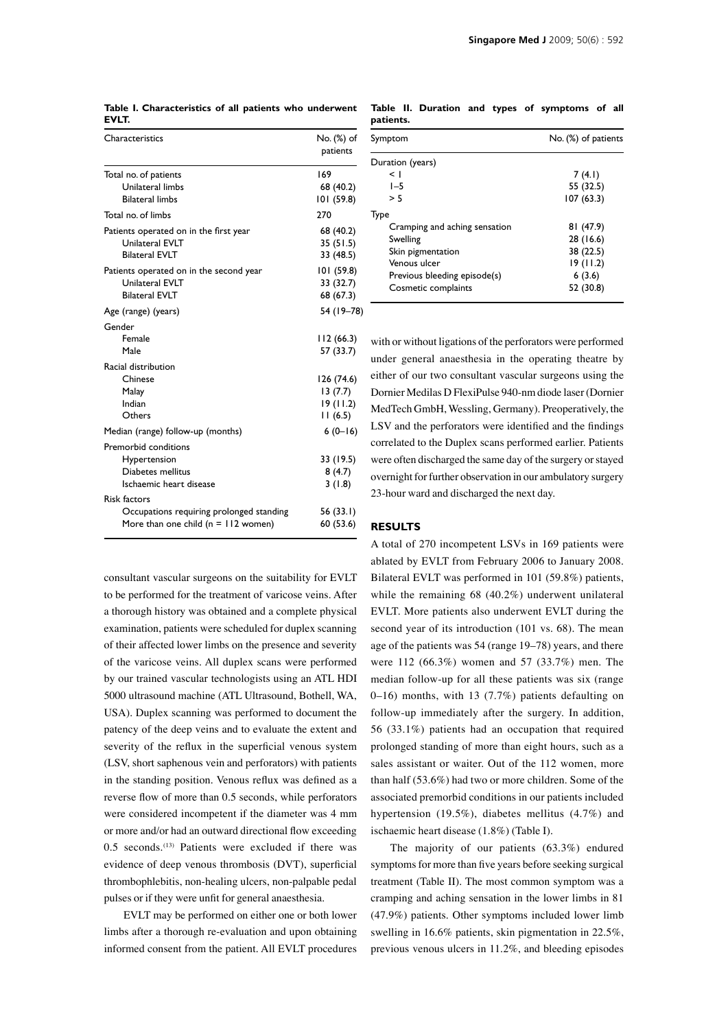**Table I. Characteristics of all patients who underwent EVLT.**

| Characteristics | No. (%) of patients |
|---|---|
| Total no. of patients | 169 |
| Unilateral limbs | 68 (40.2) |
| Bilateral limbs | 101 (59.8) |
| Total no. of limbs | 270 |
| Patients operated on in the first year | 68 (40.2) |
| Unilateral EVLT | 35 (51.5) |
| Bilateral EVLT | 33 (48.5) |
| Patients operated on in the second year | 101 (59.8) |
| Unilateral EVLT | 33 (32.7) |
| Bilateral EVLT | 68 (67.3) |
| Age (range) (years) | 54 (19–78) |
| Gender | |
| Female | 112 (66.3) |
| Male | 57 (33.7) |
| Racial distribution | |
| Chinese | 126 (74.6) |
| Malay | 13 (7.7) |
| Indian | 19 (11.2) |
| Others | 11 (6.5) |
| Median (range) follow-up (months) | 6 (0–16) |
| Premorbid conditions | |
| Hypertension | 33 (19.5) |
| Diabetes mellitus | 8 (4.7) |
| Ischaemic heart disease | 3 (1.8) |
| Risk factors | |
| Occupations requiring prolonged standing | 56 (33.1) |
| More than one child (n = 112 women) | 60 (53.6) |

consultant vascular surgeons on the suitability for EVLT to be performed for the treatment of varicose veins. After a thorough history was obtained and a complete physical examination, patients were scheduled for duplex scanning of their affected lower limbs on the presence and severity of the varicose veins. All duplex scans were performed by our trained vascular technologists using an ATL HDI 5000 ultrasound machine (ATL Ultrasound, Bothell, WA, USA). Duplex scanning was performed to document the patency of the deep veins and to evaluate the extent and severity of the reflux in the superficial venous system (LSV, short saphenous vein and perforators) with patients in the standing position. Venous reflux was defined as a reverse flow of more than 0.5 seconds, while perforators were considered incompetent if the diameter was 4 mm or more and/or had an outward directional flow exceeding 0.5 seconds.[13] Patients were excluded if there was evidence of deep venous thrombosis (DVT), superficial thrombophlebitis, non-healing ulcers, non-palpable pedal pulses or if they were unfit for general anaesthesia.

EVLT may be performed on either one or both lower limbs after a thorough re-evaluation and upon obtaining informed consent from the patient. All EVLT procedures with or without ligations of the perforators were performed under general anaesthesia in the operating theatre by either of our two consultant vascular surgeons using the Dornier Medilas D FlexiPulse 940-nm diode laser (Dornier MedTech GmbH, Wessling, Germany). Preoperatively, the LSV and the perforators were identified and the findings correlated to the Duplex scans performed earlier. Patients were often discharged the same day of the surgery or stayed overnight for further observation in our ambulatory surgery 23-hour ward and discharged the next day.

**Table II. Duration and types of symptoms of all patients.**

| Symptom | No. (%) of patients |
|---|---|
| Duration (years) | |
| < 1 | 7 (4.1) |
| 1–5 | 55 (32.5) |
| > 5 | 107 (63.3) |
| Type | |
| Cramping and aching sensation | 81 (47.9) |
| Swelling | 28 (16.6) |
| Skin pigmentation | 38 (22.5) |
| Venous ulcer | 19 (11.2) |
| Previous bleeding episode(s) | 6 (3.6) |
| Cosmetic complaints | 52 (30.8) |

## RESULTS

A total of 270 incompetent LSVs in 169 patients were ablated by EVLT from February 2006 to January 2008. Bilateral EVLT was performed in 101 (59.8%) patients, while the remaining 68 (40.2%) underwent unilateral EVLT. More patients also underwent EVLT during the second year of its introduction (101 vs. 68). The mean age of the patients was 54 (range 19–78) years, and there were 112 (66.3%) women and 57 (33.7%) men. The median follow-up for all these patients was six (range 0–16) months, with 13 (7.7%) patients defaulting on follow-up immediately after the surgery. In addition, 56 (33.1%) patients had an occupation that required prolonged standing of more than eight hours, such as a sales assistant or waiter. Out of the 112 women, more than half (53.6%) had two or more children. Some of the associated premorbid conditions in our patients included hypertension (19.5%), diabetes mellitus (4.7%) and ischaemic heart disease (1.8%) (Table I).

The majority of our patients (63.3%) endured symptoms for more than five years before seeking surgical treatment (Table II). The most common symptom was a cramping and aching sensation in the lower limbs in 81 (47.9%) patients. Other symptoms included lower limb swelling in 16.6% patients, skin pigmentation in 22.5%, previous venous ulcers in 11.2%, and bleeding episodes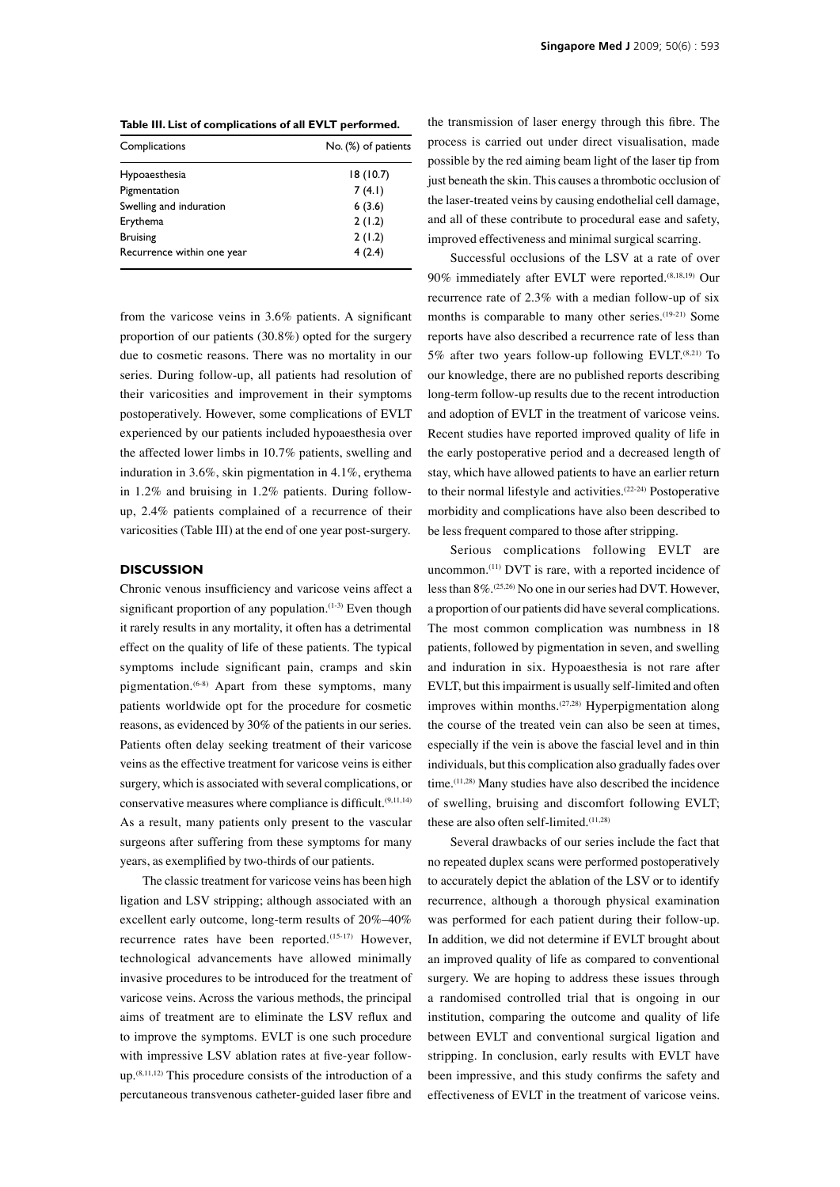**Table III. List of complications of all EVLT performed.**

| Complications | No. (%) of patients |
|---|---|
| Hypoaesthesia | 18 (10.7) |
| Pigmentation | 7 (4.1) |
| Swelling and induration | 6 (3.6) |
| Erythema | 2 (1.2) |
| Bruising | 2 (1.2) |
| Recurrence within one year | 4 (2.4) |

from the varicose veins in 3.6% patients. A significant proportion of our patients (30.8%) opted for the surgery due to cosmetic reasons. There was no mortality in our series. During follow-up, all patients had resolution of their varicosities and improvement in their symptoms postoperatively. However, some complications of EVLT experienced by our patients included hypoaesthesia over the affected lower limbs in 10.7% patients, swelling and induration in 3.6%, skin pigmentation in 4.1%, erythema in 1.2% and bruising in 1.2% patients. During follow-up, 2.4% patients complained of a recurrence of their varicosities (Table III) at the end of one year post-surgery.

## DISCUSSION

Chronic venous insufficiency and varicose veins affect a significant proportion of any population.[1-3] Even though it rarely results in any mortality, it often has a detrimental effect on the quality of life of these patients. The typical symptoms include significant pain, cramps and skin pigmentation.[6-8] Apart from these symptoms, many patients worldwide opt for the procedure for cosmetic reasons, as evidenced by 30% of the patients in our series. Patients often delay seeking treatment of their varicose veins as the effective treatment for varicose veins is either surgery, which is associated with several complications, or conservative measures where compliance is difficult.[9,11,14] As a result, many patients only present to the vascular surgeons after suffering from these symptoms for many years, as exemplified by two-thirds of our patients.

The classic treatment for varicose veins has been high ligation and LSV stripping; although associated with an excellent early outcome, long-term results of 20%–40% recurrence rates have been reported.[15-17] However, technological advancements have allowed minimally invasive procedures to be introduced for the treatment of varicose veins. Across the various methods, the principal aims of treatment are to eliminate the LSV reflux and to improve the symptoms. EVLT is one such procedure with impressive LSV ablation rates at five-year follow-up.[8,11,12] This procedure consists of the introduction of a percutaneous transvenous catheter-guided laser fibre and the transmission of laser energy through this fibre. The process is carried out under direct visualisation, made possible by the red aiming beam light of the laser tip from just beneath the skin. This causes a thrombotic occlusion of the laser-treated veins by causing endothelial cell damage, and all of these contribute to procedural ease and safety, improved effectiveness and minimal surgical scarring.

Successful occlusions of the LSV at a rate of over 90% immediately after EVLT were reported.[8,18,19] Our recurrence rate of 2.3% with a median follow-up of six months is comparable to many other series.[19-21] Some reports have also described a recurrence rate of less than 5% after two years follow-up following EVLT.[8,21] To our knowledge, there are no published reports describing long-term follow-up results due to the recent introduction and adoption of EVLT in the treatment of varicose veins. Recent studies have reported improved quality of life in the early postoperative period and a decreased length of stay, which have allowed patients to have an earlier return to their normal lifestyle and activities.[22-24] Postoperative morbidity and complications have also been described to be less frequent compared to those after stripping.

Serious complications following EVLT are uncommon.[11] DVT is rare, with a reported incidence of less than 8%.[25,26] No one in our series had DVT. However, a proportion of our patients did have several complications. The most common complication was numbness in 18 patients, followed by pigmentation in seven, and swelling and induration in six. Hypoaesthesia is not rare after EVLT, but this impairment is usually self-limited and often improves within months.[27,28] Hyperpigmentation along the course of the treated vein can also be seen at times, especially if the vein is above the fascial level and in thin individuals, but this complication also gradually fades over time.[11,28] Many studies have also described the incidence of swelling, bruising and discomfort following EVLT; these are also often self-limited.[11,28]

Several drawbacks of our series include the fact that no repeated duplex scans were performed postoperatively to accurately depict the ablation of the LSV or to identify recurrence, although a thorough physical examination was performed for each patient during their follow-up. In addition, we did not determine if EVLT brought about an improved quality of life as compared to conventional surgery. We are hoping to address these issues through a randomised controlled trial that is ongoing in our institution, comparing the outcome and quality of life between EVLT and conventional surgical ligation and stripping. In conclusion, early results with EVLT have been impressive, and this study confirms the safety and effectiveness of EVLT in the treatment of varicose veins.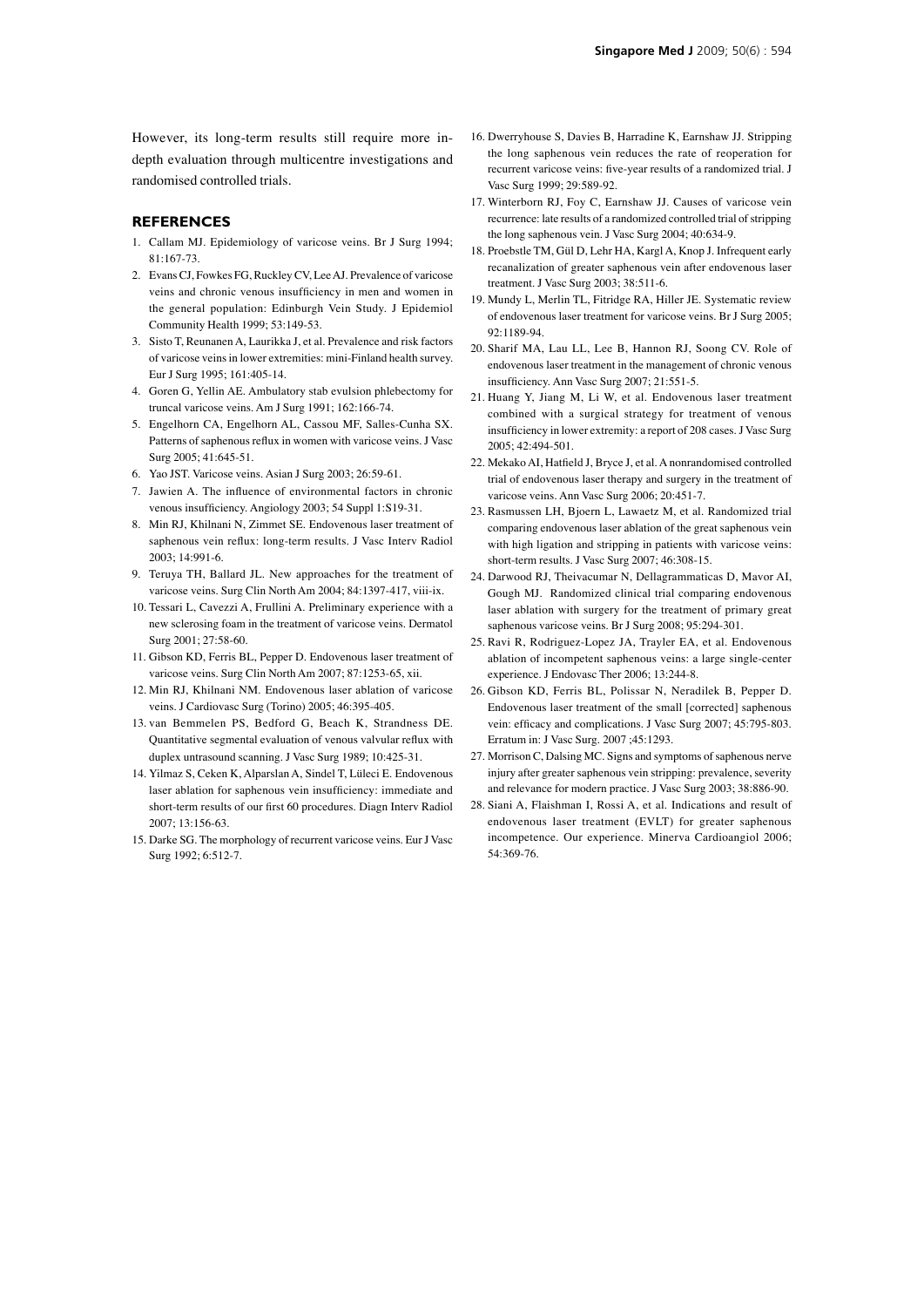However, its long-term results still require more in-depth evaluation through multicentre investigations and randomised controlled trials.

## REFERENCES

1. Callam MJ. Epidemiology of varicose veins. Br J Surg 1994; 81:167-73.
2. Evans CJ, Fowkes FG, Ruckley CV, Lee AJ. Prevalence of varicose veins and chronic venous insufficiency in men and women in the general population: Edinburgh Vein Study. J Epidemiol Community Health 1999; 53:149-53.
3. Sisto T, Reunanen A, Laurikka J, et al. Prevalence and risk factors of varicose veins in lower extremities: mini-Finland health survey. Eur J Surg 1995; 161:405-14.
4. Goren G, Yellin AE. Ambulatory stab evulsion phlebectomy for truncal varicose veins. Am J Surg 1991; 162:166-74.
5. Engelhorn CA, Engelhorn AL, Cassou MF, Salles-Cunha SX. Patterns of saphenous reflux in women with varicose veins. J Vasc Surg 2005; 41:645-51.
6. Yao JST. Varicose veins. Asian J Surg 2003; 26:59-61.
7. Jawien A. The influence of environmental factors in chronic venous insufficiency. Angiology 2003; 54 Suppl 1:S19-31.
8. Min RJ, Khilnani N, Zimmet SE. Endovenous laser treatment of saphenous vein reflux: long-term results. J Vasc Interv Radiol 2003; 14:991-6.
9. Teruya TH, Ballard JL. New approaches for the treatment of varicose veins. Surg Clin North Am 2004; 84:1397-417, viii-ix.
10. Tessari L, Cavezzi A, Frullini A. Preliminary experience with a new sclerosing foam in the treatment of varicose veins. Dermatol Surg 2001; 27:58-60.
11. Gibson KD, Ferris BL, Pepper D. Endovenous laser treatment of varicose veins. Surg Clin North Am 2007; 87:1253-65, xii.
12. Min RJ, Khilnani NM. Endovenous laser ablation of varicose veins. J Cardiovasc Surg (Torino) 2005; 46:395-405.
13. van Bemmelen PS, Bedford G, Beach K, Strandness DE. Quantitative segmental evaluation of venous valvular reflux with duplex ultrasound scanning. J Vasc Surg 1989; 10:425-31.
14. Yilmaz S, Ceken K, Alparslan A, Sindel T, Lüleci E. Endovenous laser ablation for saphenous vein insufficiency: immediate and short-term results of our first 60 procedures. Diagn Interv Radiol 2007; 13:156-63.
15. Darke SG. The morphology of recurrent varicose veins. Eur J Vasc Surg 1992; 6:512-7.
16. Dwerryhouse S, Davies B, Harradine K, Earnshaw JJ. Stripping the long saphenous vein reduces the rate of reoperation for recurrent varicose veins: five-year results of a randomized trial. J Vasc Surg 1999; 29:589-92.
17. Winterborn RJ, Foy C, Earnshaw JJ. Causes of varicose vein recurrence: late results of a randomized controlled trial of stripping the long saphenous vein. J Vasc Surg 2004; 40:634-9.
18. Proebstle TM, Gül D, Lehr HA, Kargl A, Knop J. Infrequent early recanalization of greater saphenous vein after endovenous laser treatment. J Vasc Surg 2003; 38:511-6.
19. Mundy L, Merlin TL, Fitridge RA, Hiller JE. Systematic review of endovenous laser treatment for varicose veins. Br J Surg 2005; 92:1189-94.
20. Sharif MA, Lau LL, Lee B, Hannon RJ, Soong CV. Role of endovenous laser treatment in the management of chronic venous insufficiency. Ann Vasc Surg 2007; 21:551-5.
21. Huang Y, Jiang M, Li W, et al. Endovenous laser treatment combined with a surgical strategy for treatment of venous insufficiency in lower extremity: a report of 208 cases. J Vasc Surg 2005; 42:494-501.
22. Mekako AI, Hatfield J, Bryce J, et al. A nonrandomised controlled trial of endovenous laser therapy and surgery in the treatment of varicose veins. Ann Vasc Surg 2006; 20:451-7.
23. Rasmussen LH, Bjoern L, Lawaetz M, et al. Randomized trial comparing endovenous laser ablation of the great saphenous vein with high ligation and stripping in patients with varicose veins: short-term results. J Vasc Surg 2007; 46:308-15.
24. Darwood RJ, Theivacumar N, Dellagrammaticas D, Mavor AI, Gough MJ. Randomized clinical trial comparing endovenous laser ablation with surgery for the treatment of primary great saphenous varicose veins. Br J Surg 2008; 95:294-301.
25. Ravi R, Rodriguez-Lopez JA, Trayler EA, et al. Endovenous ablation of incompetent saphenous veins: a large single-center experience. J Endovasc Ther 2006; 13:244-8.
26. Gibson KD, Ferris BL, Polissar N, Neradilek B, Pepper D. Endovenous laser treatment of the small [corrected] saphenous vein: efficacy and complications. J Vasc Surg 2007; 45:795-803. Erratum in: J Vasc Surg. 2007 ;45:1293.
27. Morrison C, Dalsing MC. Signs and symptoms of saphenous nerve injury after greater saphenous vein stripping: prevalence, severity and relevance for modern practice. J Vasc Surg 2003; 38:886-90.
28. Siani A, Flaishman I, Rossi A, et al. Indications and result of endovenous laser treatment (EVLT) for greater saphenous incompetence. Our experience. Minerva Cardioangiol 2006; 54:369-76.